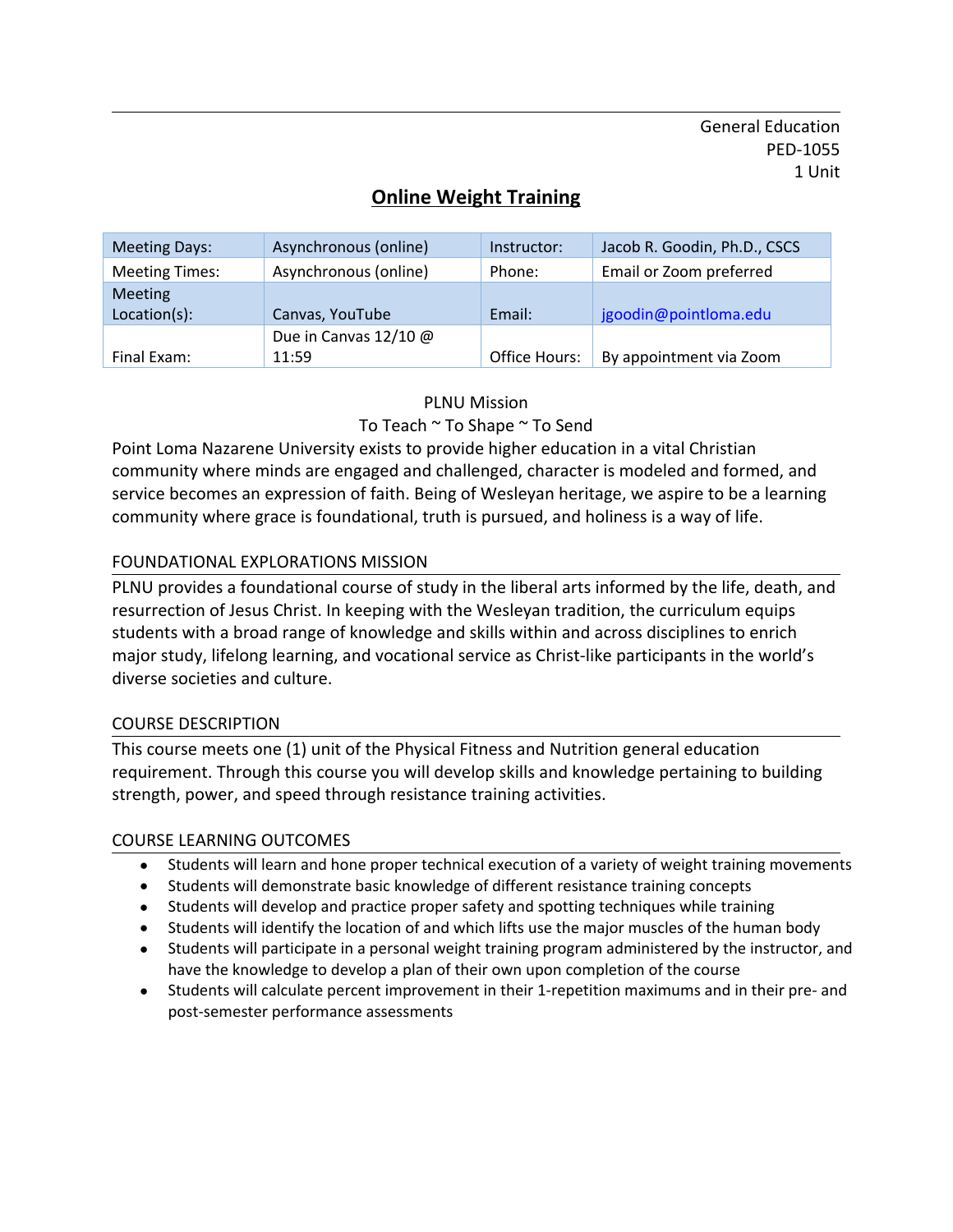General Education
PED-1055
1 Unit

# Online Weight Training

| Meeting Days: | Asynchronous (online) | Instructor: | Jacob R. Goodin, Ph.D., CSCS |
|---|---|---|---|
| Meeting Times: | Asynchronous (online) | Phone: | Email or Zoom preferred |
| Meeting Location(s): | Canvas, YouTube | Email: | jgoodin@pointloma.edu |
| Final Exam: | Due in Canvas 12/10 @ 11:59 | Office Hours: | By appointment via Zoom |

PLNU Mission

To Teach ~ To Shape ~ To Send

Point Loma Nazarene University exists to provide higher education in a vital Christian community where minds are engaged and challenged, character is modeled and formed, and service becomes an expression of faith. Being of Wesleyan heritage, we aspire to be a learning community where grace is foundational, truth is pursued, and holiness is a way of life.

## FOUNDATIONAL EXPLORATIONS MISSION

PLNU provides a foundational course of study in the liberal arts informed by the life, death, and resurrection of Jesus Christ. In keeping with the Wesleyan tradition, the curriculum equips students with a broad range of knowledge and skills within and across disciplines to enrich major study, lifelong learning, and vocational service as Christ-like participants in the world's diverse societies and culture.

## COURSE DESCRIPTION

This course meets one (1) unit of the Physical Fitness and Nutrition general education requirement. Through this course you will develop skills and knowledge pertaining to building strength, power, and speed through resistance training activities.

## COURSE LEARNING OUTCOMES

- Students will learn and hone proper technical execution of a variety of weight training movements
- Students will demonstrate basic knowledge of different resistance training concepts
- Students will develop and practice proper safety and spotting techniques while training
- Students will identify the location of and which lifts use the major muscles of the human body
- Students will participate in a personal weight training program administered by the instructor, and have the knowledge to develop a plan of their own upon completion of the course
- Students will calculate percent improvement in their 1-repetition maximums and in their pre- and post-semester performance assessments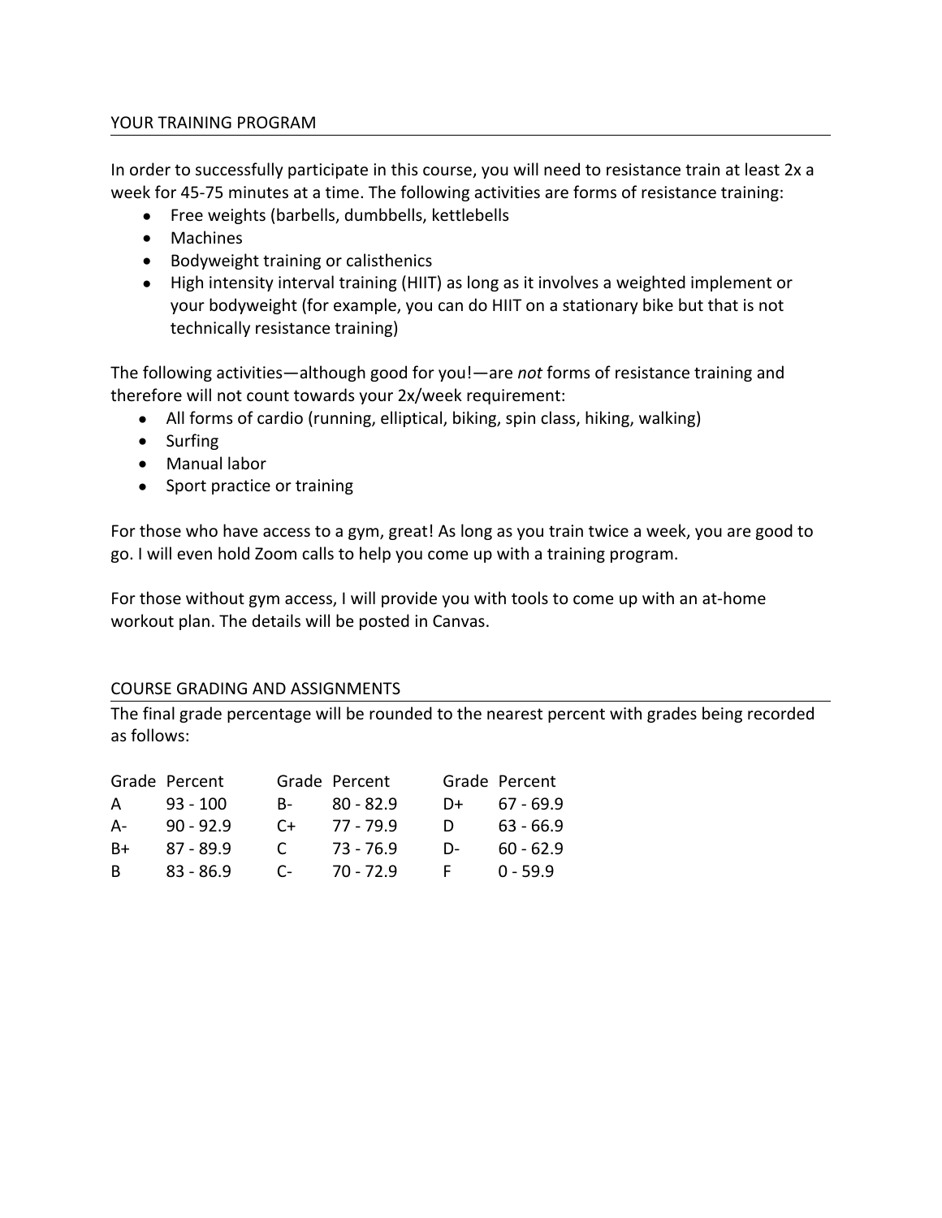## YOUR TRAINING PROGRAM

In order to successfully participate in this course, you will need to resistance train at least 2x a week for 45-75 minutes at a time. The following activities are forms of resistance training:

- Free weights (barbells, dumbbells, kettlebells
- Machines
- Bodyweight training or calisthenics
- High intensity interval training (HIIT) as long as it involves a weighted implement or your bodyweight (for example, you can do HIIT on a stationary bike but that is not technically resistance training)

The following activities—although good for you!—are *not* forms of resistance training and therefore will not count towards your 2x/week requirement:

- All forms of cardio (running, elliptical, biking, spin class, hiking, walking)
- Surfing
- Manual labor
- Sport practice or training

For those who have access to a gym, great! As long as you train twice a week, you are good to go. I will even hold Zoom calls to help you come up with a training program.

For those without gym access, I will provide you with tools to come up with an at-home workout plan. The details will be posted in Canvas.

## COURSE GRADING AND ASSIGNMENTS

The final grade percentage will be rounded to the nearest percent with grades being recorded as follows:

| Grade | Percent | Grade | Percent | Grade | Percent |
|---|---|---|---|---|---|
| A | 93 - 100 | B- | 80 - 82.9 | D+ | 67 - 69.9 |
| A- | 90 - 92.9 | C+ | 77 - 79.9 | D | 63 - 66.9 |
| B+ | 87 - 89.9 | C | 73 - 76.9 | D- | 60 - 62.9 |
| B | 83 - 86.9 | C- | 70 - 72.9 | F | 0 - 59.9 |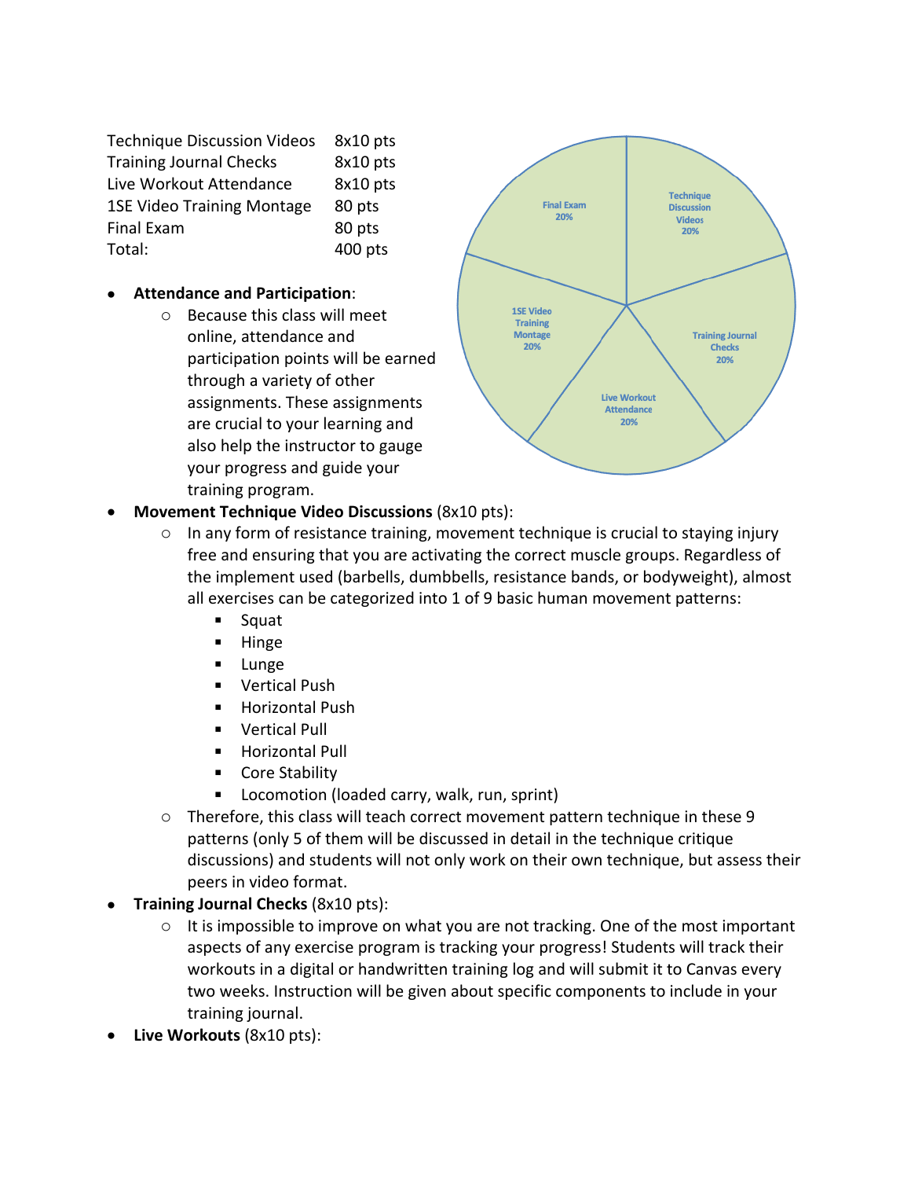| | |
|---|---|
| Technique Discussion Videos | 8x10 pts |
| Training Journal Checks | 8x10 pts |
| Live Workout Attendance | 8x10 pts |
| 1SE Video Training Montage | 80 pts |
| Final Exam | 80 pts |
| Total: | 400 pts |

- **Attendance and Participation**:
  - Because this class will meet online, attendance and participation points will be earned through a variety of other assignments. These assignments are crucial to your learning and also help the instructor to gauge your progress and guide your training program.
- **Movement Technique Video Discussions** (8x10 pts):
  - In any form of resistance training, movement technique is crucial to staying injury free and ensuring that you are activating the correct muscle groups. Regardless of the implement used (barbells, dumbbells, resistance bands, or bodyweight), almost all exercises can be categorized into 1 of 9 basic human movement patterns:
    - Squat
    - Hinge
    - Lunge
    - Vertical Push
    - Horizontal Push
    - Vertical Pull
    - Horizontal Pull
    - Core Stability
    - Locomotion (loaded carry, walk, run, sprint)
  - Therefore, this class will teach correct movement pattern technique in these 9 patterns (only 5 of them will be discussed in detail in the technique critique discussions) and students will not only work on their own technique, but assess their peers in video format.
- **Training Journal Checks** (8x10 pts):
  - It is impossible to improve on what you are not tracking. One of the most important aspects of any exercise program is tracking your progress! Students will track their workouts in a digital or handwritten training log and will submit it to Canvas every two weeks. Instruction will be given about specific components to include in your training journal.
- **Live Workouts** (8x10 pts):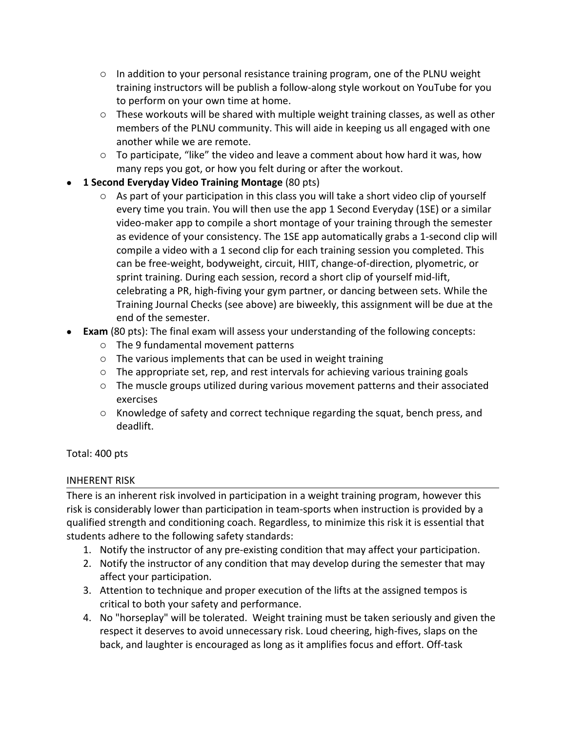- In addition to your personal resistance training program, one of the PLNU weight training instructors will be publish a follow-along style workout on YouTube for you to perform on your own time at home.
    - These workouts will be shared with multiple weight training classes, as well as other members of the PLNU community. This will aide in keeping us all engaged with one another while we are remote.
    - To participate, "like" the video and leave a comment about how hard it was, how many reps you got, or how you felt during or after the workout.
- **1 Second Everyday Video Training Montage** (80 pts)
    - As part of your participation in this class you will take a short video clip of yourself every time you train. You will then use the app 1 Second Everyday (1SE) or a similar video-maker app to compile a short montage of your training through the semester as evidence of your consistency. The 1SE app automatically grabs a 1-second clip will compile a video with a 1 second clip for each training session you completed. This can be free-weight, bodyweight, circuit, HIIT, change-of-direction, plyometric, or sprint training. During each session, record a short clip of yourself mid-lift, celebrating a PR, high-fiving your gym partner, or dancing between sets. While the Training Journal Checks (see above) are biweekly, this assignment will be due at the end of the semester.
- **Exam** (80 pts): The final exam will assess your understanding of the following concepts:
    - The 9 fundamental movement patterns
    - The various implements that can be used in weight training
    - The appropriate set, rep, and rest intervals for achieving various training goals
    - The muscle groups utilized during various movement patterns and their associated exercises
    - Knowledge of safety and correct technique regarding the squat, bench press, and deadlift.

Total: 400 pts

## INHERENT RISK

There is an inherent risk involved in participation in a weight training program, however this risk is considerably lower than participation in team-sports when instruction is provided by a qualified strength and conditioning coach. Regardless, to minimize this risk it is essential that students adhere to the following safety standards:

1. Notify the instructor of any pre-existing condition that may affect your participation.
2. Notify the instructor of any condition that may develop during the semester that may affect your participation.
3. Attention to technique and proper execution of the lifts at the assigned tempos is critical to both your safety and performance.
4. No "horseplay" will be tolerated. Weight training must be taken seriously and given the respect it deserves to avoid unnecessary risk. Loud cheering, high-fives, slaps on the back, and laughter is encouraged as long as it amplifies focus and effort. Off-task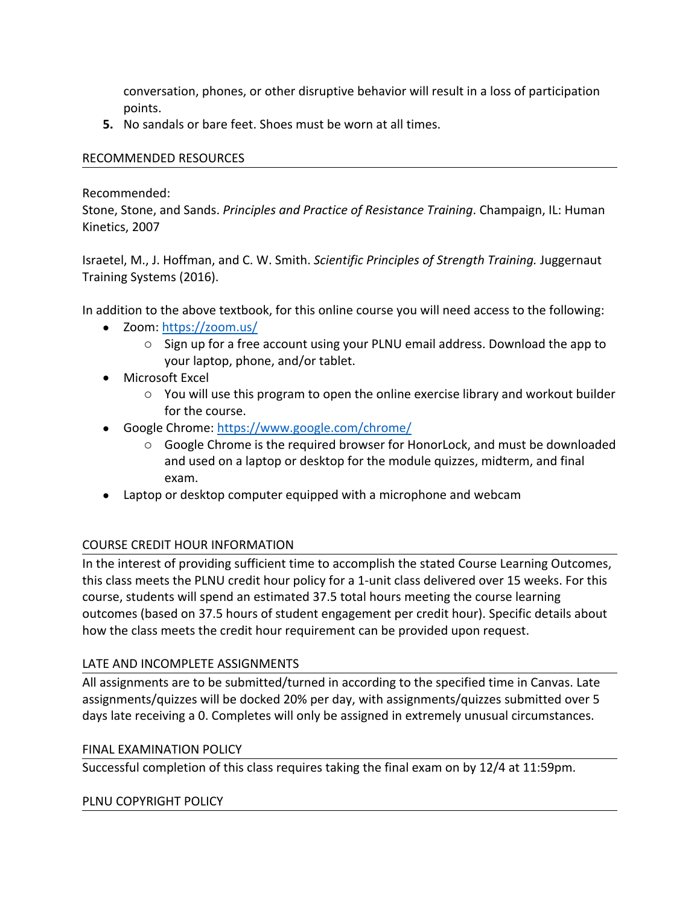conversation, phones, or other disruptive behavior will result in a loss of participation points.

5. No sandals or bare feet. Shoes must be worn at all times.

## RECOMMENDED RESOURCES

Recommended:
Stone, Stone, and Sands. *Principles and Practice of Resistance Training*. Champaign, IL: Human Kinetics, 2007

Israetel, M., J. Hoffman, and C. W. Smith. *Scientific Principles of Strength Training.* Juggernaut Training Systems (2016).

In addition to the above textbook, for this online course you will need access to the following:

- Zoom: [https://zoom.us/](https://zoom.us/)
  - Sign up for a free account using your PLNU email address. Download the app to your laptop, phone, and/or tablet.
- Microsoft Excel
  - You will use this program to open the online exercise library and workout builder for the course.
- Google Chrome: [https://www.google.com/chrome/](https://www.google.com/chrome/)
  - Google Chrome is the required browser for HonorLock, and must be downloaded and used on a laptop or desktop for the module quizzes, midterm, and final exam.
- Laptop or desktop computer equipped with a microphone and webcam

## COURSE CREDIT HOUR INFORMATION

In the interest of providing sufficient time to accomplish the stated Course Learning Outcomes, this class meets the PLNU credit hour policy for a 1-unit class delivered over 15 weeks. For this course, students will spend an estimated 37.5 total hours meeting the course learning outcomes (based on 37.5 hours of student engagement per credit hour). Specific details about how the class meets the credit hour requirement can be provided upon request.

## LATE AND INCOMPLETE ASSIGNMENTS

All assignments are to be submitted/turned in according to the specified time in Canvas. Late assignments/quizzes will be docked 20% per day, with assignments/quizzes submitted over 5 days late receiving a 0. Completes will only be assigned in extremely unusual circumstances.

## FINAL EXAMINATION POLICY

Successful completion of this class requires taking the final exam on by 12/4 at 11:59pm.

## PLNU COPYRIGHT POLICY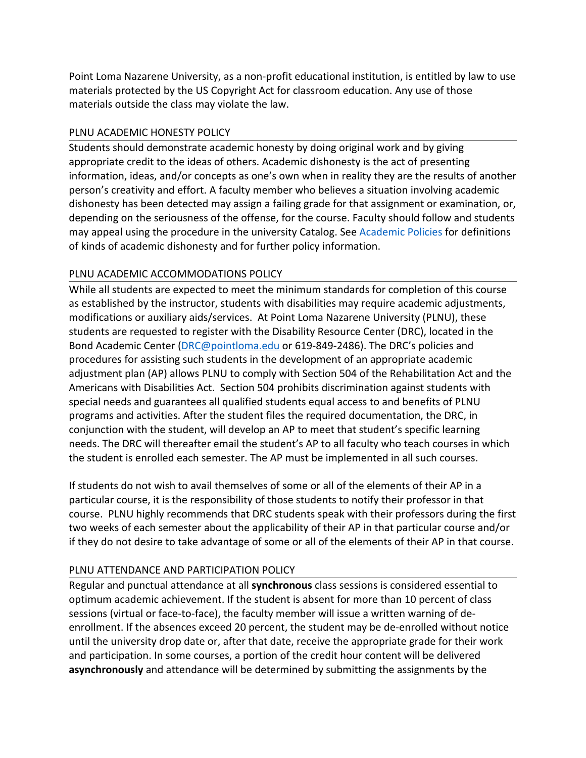Point Loma Nazarene University, as a non-profit educational institution, is entitled by law to use materials protected by the US Copyright Act for classroom education. Any use of those materials outside the class may violate the law.

## PLNU ACADEMIC HONESTY POLICY

Students should demonstrate academic honesty by doing original work and by giving appropriate credit to the ideas of others. Academic dishonesty is the act of presenting information, ideas, and/or concepts as one's own when in reality they are the results of another person's creativity and effort. A faculty member who believes a situation involving academic dishonesty has been detected may assign a failing grade for that assignment or examination, or, depending on the seriousness of the offense, for the course. Faculty should follow and students may appeal using the procedure in the university Catalog. See Academic Policies for definitions of kinds of academic dishonesty and for further policy information.

## PLNU ACADEMIC ACCOMMODATIONS POLICY

While all students are expected to meet the minimum standards for completion of this course as established by the instructor, students with disabilities may require academic adjustments, modifications or auxiliary aids/services. At Point Loma Nazarene University (PLNU), these students are requested to register with the Disability Resource Center (DRC), located in the Bond Academic Center (DRC@pointloma.edu or 619-849-2486). The DRC's policies and procedures for assisting such students in the development of an appropriate academic adjustment plan (AP) allows PLNU to comply with Section 504 of the Rehabilitation Act and the Americans with Disabilities Act. Section 504 prohibits discrimination against students with special needs and guarantees all qualified students equal access to and benefits of PLNU programs and activities. After the student files the required documentation, the DRC, in conjunction with the student, will develop an AP to meet that student's specific learning needs. The DRC will thereafter email the student's AP to all faculty who teach courses in which the student is enrolled each semester. The AP must be implemented in all such courses.

If students do not wish to avail themselves of some or all of the elements of their AP in a particular course, it is the responsibility of those students to notify their professor in that course. PLNU highly recommends that DRC students speak with their professors during the first two weeks of each semester about the applicability of their AP in that particular course and/or if they do not desire to take advantage of some or all of the elements of their AP in that course.

## PLNU ATTENDANCE AND PARTICIPATION POLICY

Regular and punctual attendance at all **synchronous** class sessions is considered essential to optimum academic achievement. If the student is absent for more than 10 percent of class sessions (virtual or face-to-face), the faculty member will issue a written warning of de-enrollment. If the absences exceed 20 percent, the student may be de-enrolled without notice until the university drop date or, after that date, receive the appropriate grade for their work and participation. In some courses, a portion of the credit hour content will be delivered **asynchronously** and attendance will be determined by submitting the assignments by the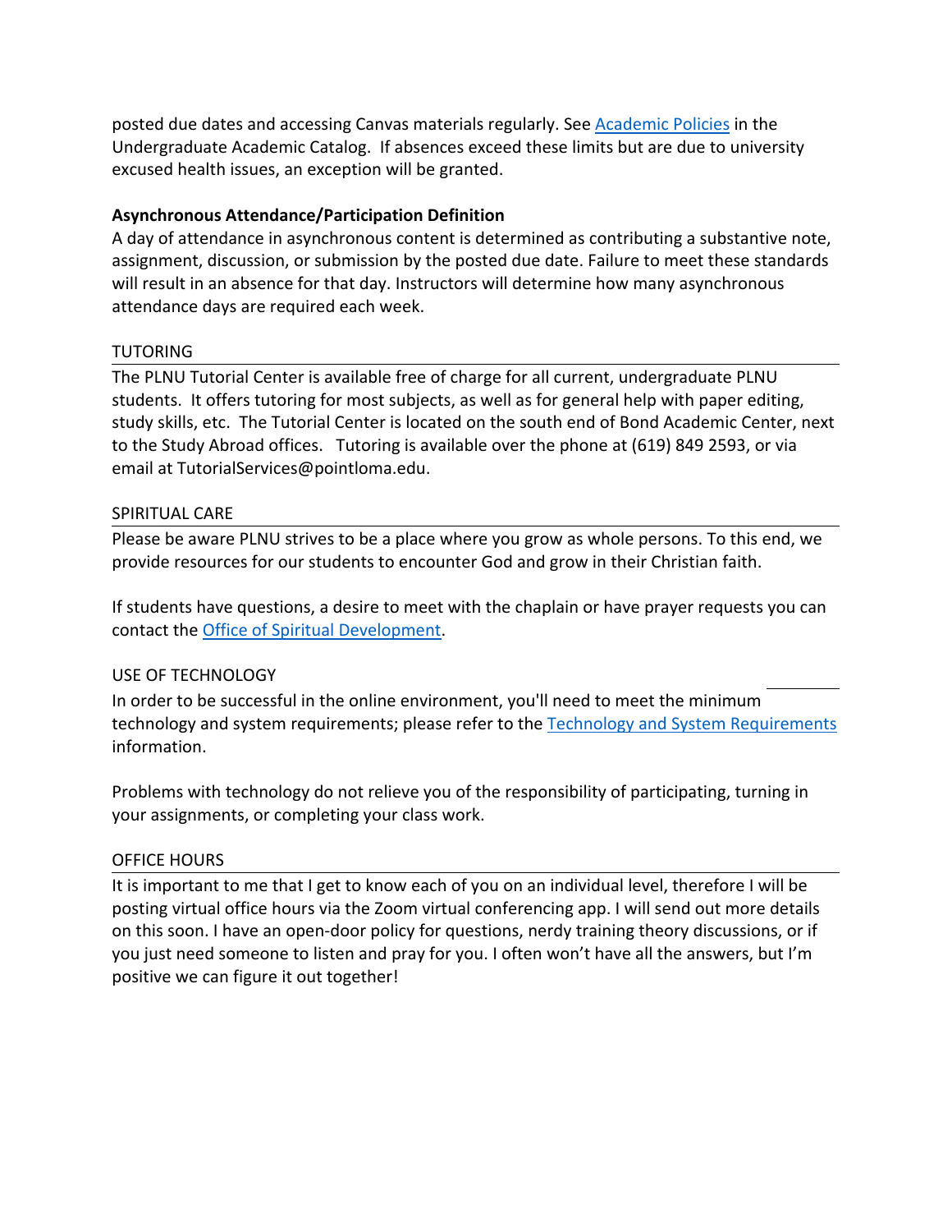posted due dates and accessing Canvas materials regularly. See [Academic Policies] in the Undergraduate Academic Catalog. If absences exceed these limits but are due to university excused health issues, an exception will be granted.

**Asynchronous Attendance/Participation Definition**

A day of attendance in asynchronous content is determined as contributing a substantive note, assignment, discussion, or submission by the posted due date. Failure to meet these standards will result in an absence for that day. Instructors will determine how many asynchronous attendance days are required each week.

## TUTORING

The PLNU Tutorial Center is available free of charge for all current, undergraduate PLNU students. It offers tutoring for most subjects, as well as for general help with paper editing, study skills, etc. The Tutorial Center is located on the south end of Bond Academic Center, next to the Study Abroad offices. Tutoring is available over the phone at (619) 849 2593, or via email at TutorialServices@pointloma.edu.

## SPIRITUAL CARE

Please be aware PLNU strives to be a place where you grow as whole persons. To this end, we provide resources for our students to encounter God and grow in their Christian faith.

If students have questions, a desire to meet with the chaplain or have prayer requests you can contact the Office of Spiritual Development.

## USE OF TECHNOLOGY

In order to be successful in the online environment, you'll need to meet the minimum technology and system requirements; please refer to the Technology and System Requirements information.

Problems with technology do not relieve you of the responsibility of participating, turning in your assignments, or completing your class work.

## OFFICE HOURS

It is important to me that I get to know each of you on an individual level, therefore I will be posting virtual office hours via the Zoom virtual conferencing app. I will send out more details on this soon. I have an open-door policy for questions, nerdy training theory discussions, or if you just need someone to listen and pray for you. I often won't have all the answers, but I'm positive we can figure it out together!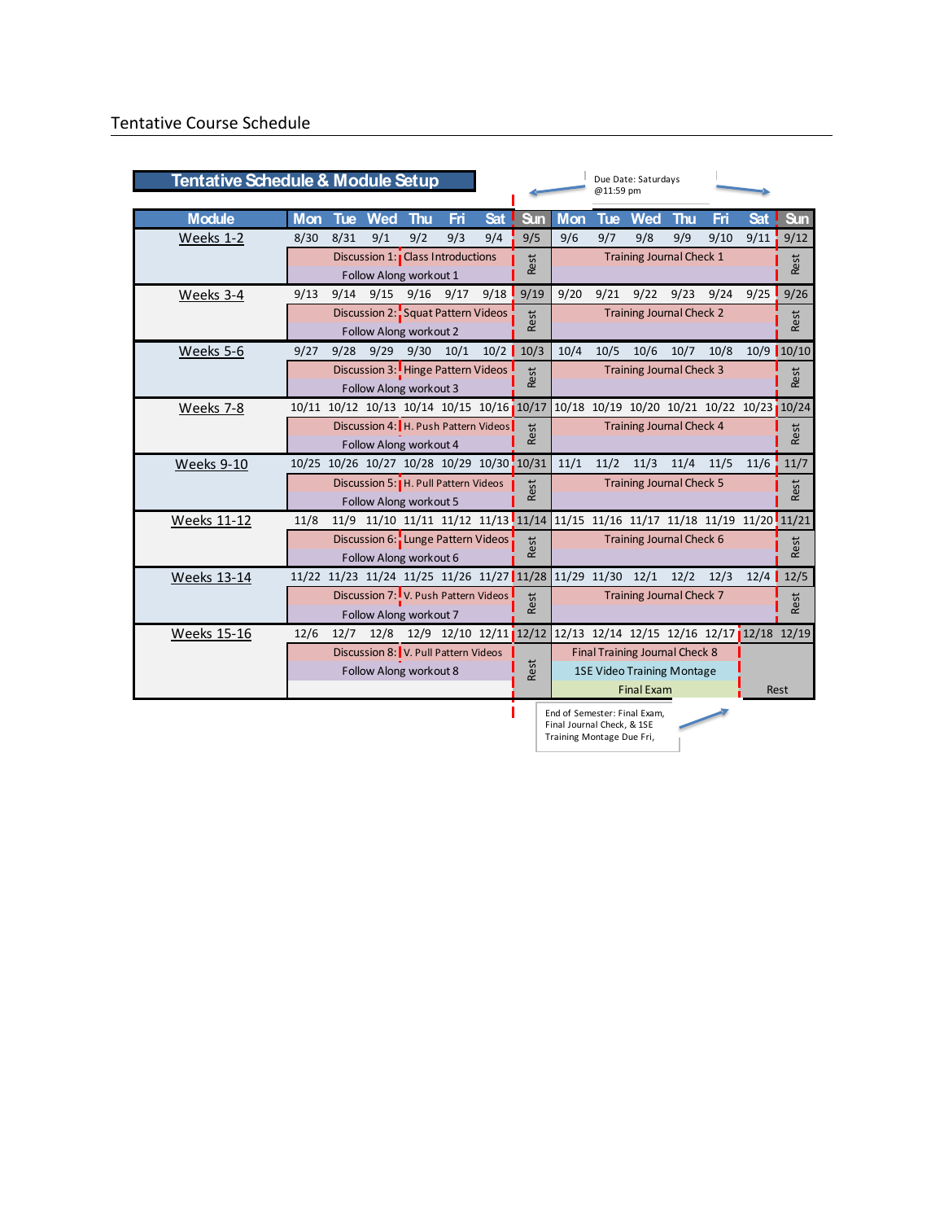## Tentative Course Schedule

**Tentative Schedule & Module Setup**

Due Date: Saturdays @11:59 pm

| Module | Mon | Tue | Wed | Thu | Fri | Sat | Sun | Mon | Tue | Wed | Thu | Fri | Sat | Sun |
|---|---|---|---|---|---|---|---|---|---|---|---|---|---|---|
| Weeks 1-2 | 8/30 | 8/31 | 9/1 | 9/2 | 9/3 | 9/4 | 9/5 | 9/6 | 9/7 | 9/8 | 9/9 | 9/10 | 9/11 | 9/12 |
| | Discussion 1: Class Introductions | | | | | | Rest | Training Journal Check 1 | | | | | | Rest |
| | Follow Along workout 1 | | | | | | | | | | | | | |
| Weeks 3-4 | 9/13 | 9/14 | 9/15 | 9/16 | 9/17 | 9/18 | 9/19 | 9/20 | 9/21 | 9/22 | 9/23 | 9/24 | 9/25 | 9/26 |
| | Discussion 2: Squat Pattern Videos | | | | | | Rest | Training Journal Check 2 | | | | | | Rest |
| | Follow Along workout 2 | | | | | | | | | | | | | |
| Weeks 5-6 | 9/27 | 9/28 | 9/29 | 9/30 | 10/1 | 10/2 | 10/3 | 10/4 | 10/5 | 10/6 | 10/7 | 10/8 | 10/9 | 10/10 |
| | Discussion 3: Hinge Pattern Videos | | | | | | Rest | Training Journal Check 3 | | | | | | Rest |
| | Follow Along workout 3 | | | | | | | | | | | | | |
| Weeks 7-8 | 10/11 | 10/12 | 10/13 | 10/14 | 10/15 | 10/16 | 10/17 | 10/18 | 10/19 | 10/20 | 10/21 | 10/22 | 10/23 | 10/24 |
| | Discussion 4: H. Push Pattern Videos | | | | | | Rest | Training Journal Check 4 | | | | | | Rest |
| | Follow Along workout 4 | | | | | | | | | | | | | |
| Weeks 9-10 | 10/25 | 10/26 | 10/27 | 10/28 | 10/29 | 10/30 | 10/31 | 11/1 | 11/2 | 11/3 | 11/4 | 11/5 | 11/6 | 11/7 |
| | Discussion 5: H. Pull Pattern Videos | | | | | | Rest | Training Journal Check 5 | | | | | | Rest |
| | Follow Along workout 5 | | | | | | | | | | | | | |
| Weeks 11-12 | 11/8 | 11/9 | 11/10 | 11/11 | 11/12 | 11/13 | 11/14 | 11/15 | 11/16 | 11/17 | 11/18 | 11/19 | 11/20 | 11/21 |
| | Discussion 6: Lunge Pattern Videos | | | | | | Rest | Training Journal Check 6 | | | | | | Rest |
| | Follow Along workout 6 | | | | | | | | | | | | | |
| Weeks 13-14 | 11/22 | 11/23 | 11/24 | 11/25 | 11/26 | 11/27 | 11/28 | 11/29 | 11/30 | 12/1 | 12/2 | 12/3 | 12/4 | 12/5 |
| | Discussion 7: V. Push Pattern Videos | | | | | | Rest | Training Journal Check 7 | | | | | | Rest |
| | Follow Along workout 7 | | | | | | | | | | | | | |
| Weeks 15-16 | 12/6 | 12/7 | 12/8 | 12/9 | 12/10 | 12/11 | 12/12 | 12/13 | 12/14 | 12/15 | 12/16 | 12/17 | 12/18 | 12/19 |
| | Discussion 8: V. Pull Pattern Videos | | | | | | Rest | Final Training Journal Check 8 | | | | | Rest | |
| | Follow Along workout 8 | | | | | | | 1SE Video Training Montage | | | | | | |
| | | | | | | | | Final Exam | | | | | | |

End of Semester: Final Exam, Final Journal Check, & 1SE Training Montage Due Fri,